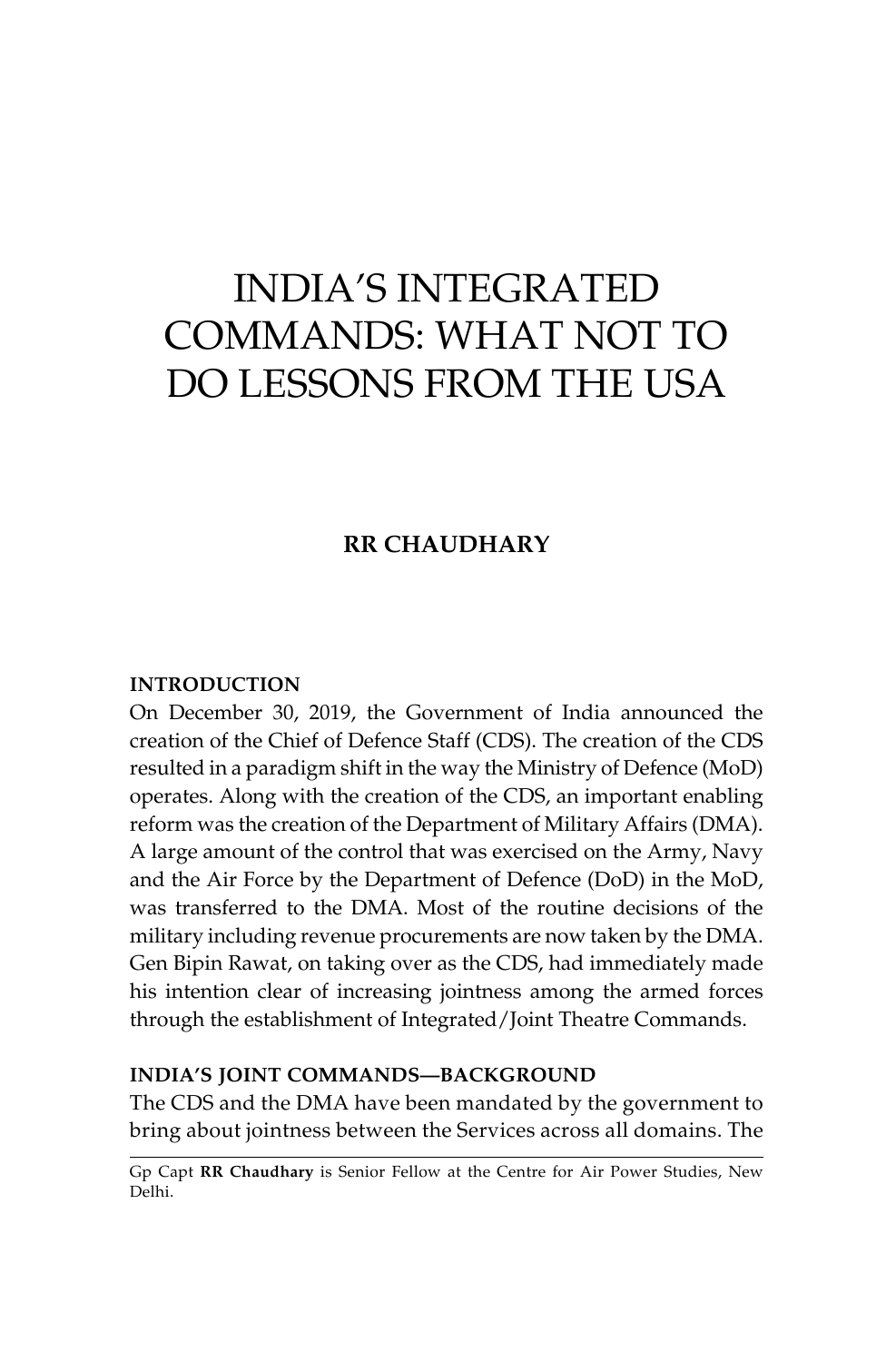# INDIA'S INTEGRATED COMMANDS: WHAT NOT TO DO LESSONS FROM THE USA

**RR CHAUDHARY**

## INTRODUCTION

On December 30, 2019, the Government of India announced the creation of the Chief of Defence Staff (CDS). The creation of the CDS resulted in a paradigm shift in the way the Ministry of Defence (MoD) operates. Along with the creation of the CDS, an important enabling reform was the creation of the Department of Military Affairs (DMA). A large amount of the control that was exercised on the Army, Navy and the Air Force by the Department of Defence (DoD) in the MoD, was transferred to the DMA. Most of the routine decisions of the military including revenue procurements are now taken by the DMA. Gen Bipin Rawat, on taking over as the CDS, had immediately made his intention clear of increasing jointness among the armed forces through the establishment of Integrated/Joint Theatre Commands.

## INDIA'S JOINT COMMANDS—BACKGROUND

The CDS and the DMA have been mandated by the government to bring about jointness between the Services across all domains. The

---

Gp Capt **RR Chaudhary** is Senior Fellow at the Centre for Air Power Studies, New Delhi.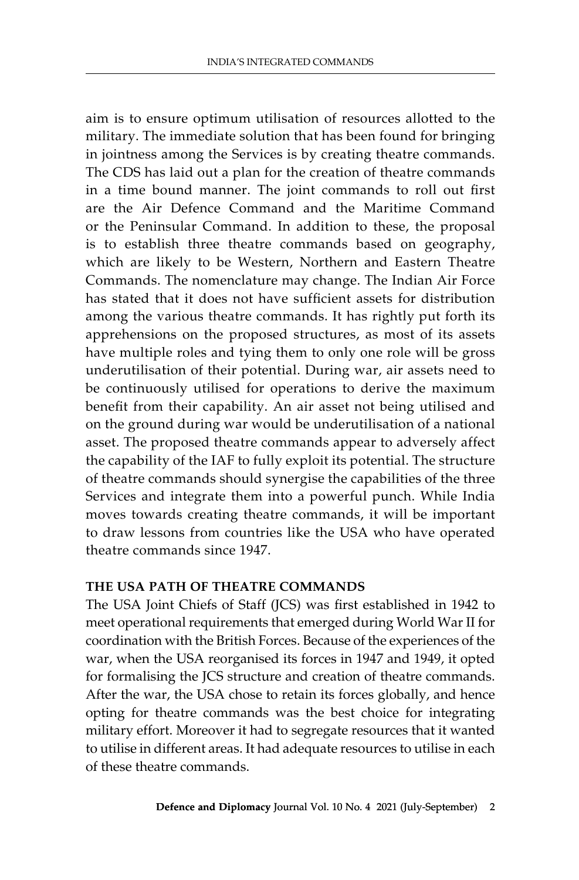aim is to ensure optimum utilisation of resources allotted to the military. The immediate solution that has been found for bringing in jointness among the Services is by creating theatre commands. The CDS has laid out a plan for the creation of theatre commands in a time bound manner. The joint commands to roll out first are the Air Defence Command and the Maritime Command or the Peninsular Command. In addition to these, the proposal is to establish three theatre commands based on geography, which are likely to be Western, Northern and Eastern Theatre Commands. The nomenclature may change. The Indian Air Force has stated that it does not have sufficient assets for distribution among the various theatre commands. It has rightly put forth its apprehensions on the proposed structures, as most of its assets have multiple roles and tying them to only one role will be gross underutilisation of their potential. During war, air assets need to be continuously utilised for operations to derive the maximum benefit from their capability. An air asset not being utilised and on the ground during war would be underutilisation of a national asset. The proposed theatre commands appear to adversely affect the capability of the IAF to fully exploit its potential. The structure of theatre commands should synergise the capabilities of the three Services and integrate them into a powerful punch. While India moves towards creating theatre commands, it will be important to draw lessons from countries like the USA who have operated theatre commands since 1947.

## THE USA PATH OF THEATRE COMMANDS

The USA Joint Chiefs of Staff (JCS) was first established in 1942 to meet operational requirements that emerged during World War II for coordination with the British Forces. Because of the experiences of the war, when the USA reorganised its forces in 1947 and 1949, it opted for formalising the JCS structure and creation of theatre commands. After the war, the USA chose to retain its forces globally, and hence opting for theatre commands was the best choice for integrating military effort. Moreover it had to segregate resources that it wanted to utilise in different areas. It had adequate resources to utilise in each of these theatre commands.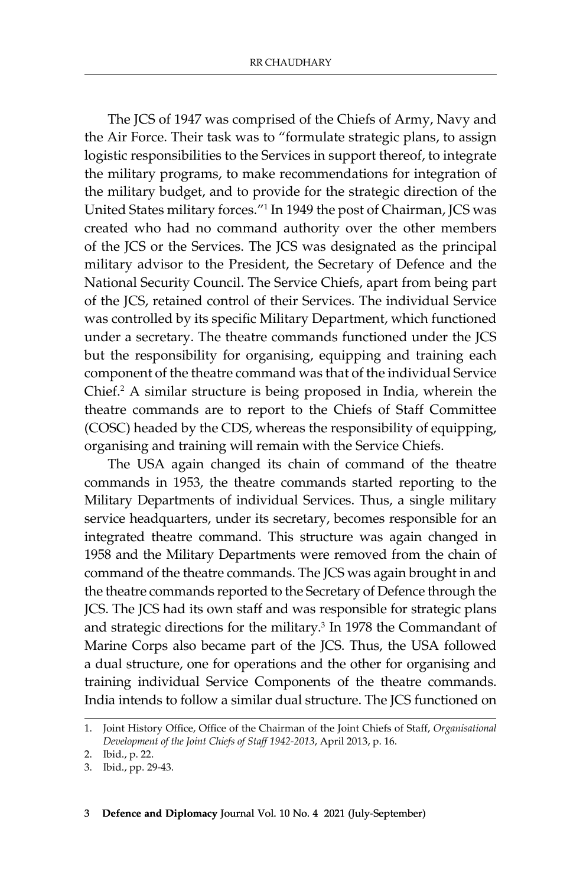The JCS of 1947 was comprised of the Chiefs of Army, Navy and the Air Force. Their task was to "formulate strategic plans, to assign logistic responsibilities to the Services in support thereof, to integrate the military programs, to make recommendations for integration of the military budget, and to provide for the strategic direction of the United States military forces."[1] In 1949 the post of Chairman, JCS was created who had no command authority over the other members of the JCS or the Services. The JCS was designated as the principal military advisor to the President, the Secretary of Defence and the National Security Council. The Service Chiefs, apart from being part of the JCS, retained control of their Services. The individual Service was controlled by its specific Military Department, which functioned under a secretary. The theatre commands functioned under the JCS but the responsibility for organising, equipping and training each component of the theatre command was that of the individual Service Chief.[2] A similar structure is being proposed in India, wherein the theatre commands are to report to the Chiefs of Staff Committee (COSC) headed by the CDS, whereas the responsibility of equipping, organising and training will remain with the Service Chiefs.

The USA again changed its chain of command of the theatre commands in 1953, the theatre commands started reporting to the Military Departments of individual Services. Thus, a single military service headquarters, under its secretary, becomes responsible for an integrated theatre command. This structure was again changed in 1958 and the Military Departments were removed from the chain of command of the theatre commands. The JCS was again brought in and the theatre commands reported to the Secretary of Defence through the JCS. The JCS had its own staff and was responsible for strategic plans and strategic directions for the military.[3] In 1978 the Commandant of Marine Corps also became part of the JCS. Thus, the USA followed a dual structure, one for operations and the other for organising and training individual Service Components of the theatre commands. India intends to follow a similar dual structure. The JCS functioned on

1. Joint History Office, Office of the Chairman of the Joint Chiefs of Staff, *Organisational Development of the Joint Chiefs of Staff 1942-2013*, April 2013, p. 16.
2. Ibid., p. 22.
3. Ibid., pp. 29-43.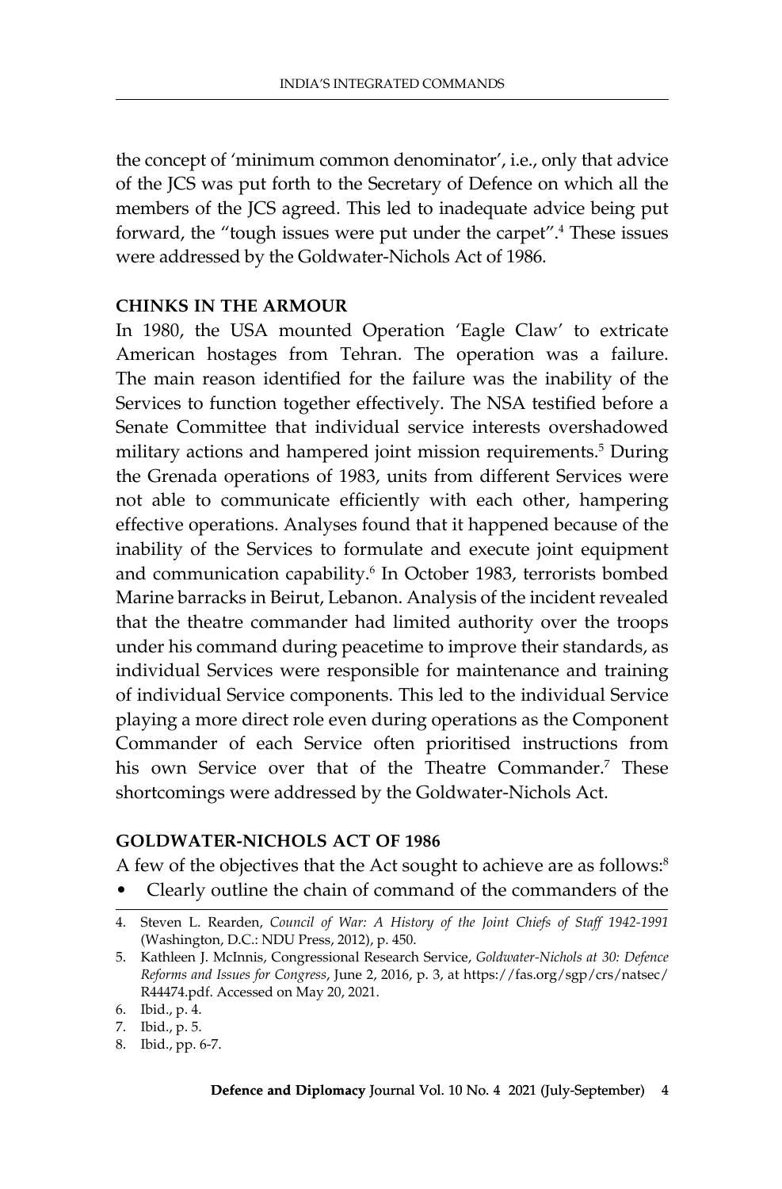the concept of 'minimum common denominator', i.e., only that advice of the JCS was put forth to the Secretary of Defence on which all the members of the JCS agreed. This led to inadequate advice being put forward, the "tough issues were put under the carpet".[4] These issues were addressed by the Goldwater-Nichols Act of 1986.

## CHINKS IN THE ARMOUR

In 1980, the USA mounted Operation 'Eagle Claw' to extricate American hostages from Tehran. The operation was a failure. The main reason identified for the failure was the inability of the Services to function together effectively. The NSA testified before a Senate Committee that individual service interests overshadowed military actions and hampered joint mission requirements.[5] During the Grenada operations of 1983, units from different Services were not able to communicate efficiently with each other, hampering effective operations. Analyses found that it happened because of the inability of the Services to formulate and execute joint equipment and communication capability.[6] In October 1983, terrorists bombed Marine barracks in Beirut, Lebanon. Analysis of the incident revealed that the theatre commander had limited authority over the troops under his command during peacetime to improve their standards, as individual Services were responsible for maintenance and training of individual Service components. This led to the individual Service playing a more direct role even during operations as the Component Commander of each Service often prioritised instructions from his own Service over that of the Theatre Commander.[7] These shortcomings were addressed by the Goldwater-Nichols Act.

## GOLDWATER-NICHOLS ACT OF 1986

A few of the objectives that the Act sought to achieve are as follows:[8]

- Clearly outline the chain of command of the commanders of the

---

4. Steven L. Rearden, *Council of War: A History of the Joint Chiefs of Staff 1942-1991* (Washington, D.C.: NDU Press, 2012), p. 450.
5. Kathleen J. McInnis, Congressional Research Service, *Goldwater-Nichols at 30: Defence Reforms and Issues for Congress*, June 2, 2016, p. 3, at https://fas.org/sgp/crs/natsec/R44474.pdf. Accessed on May 20, 2021.
6. Ibid., p. 4.
7. Ibid., p. 5.
8. Ibid., pp. 6-7.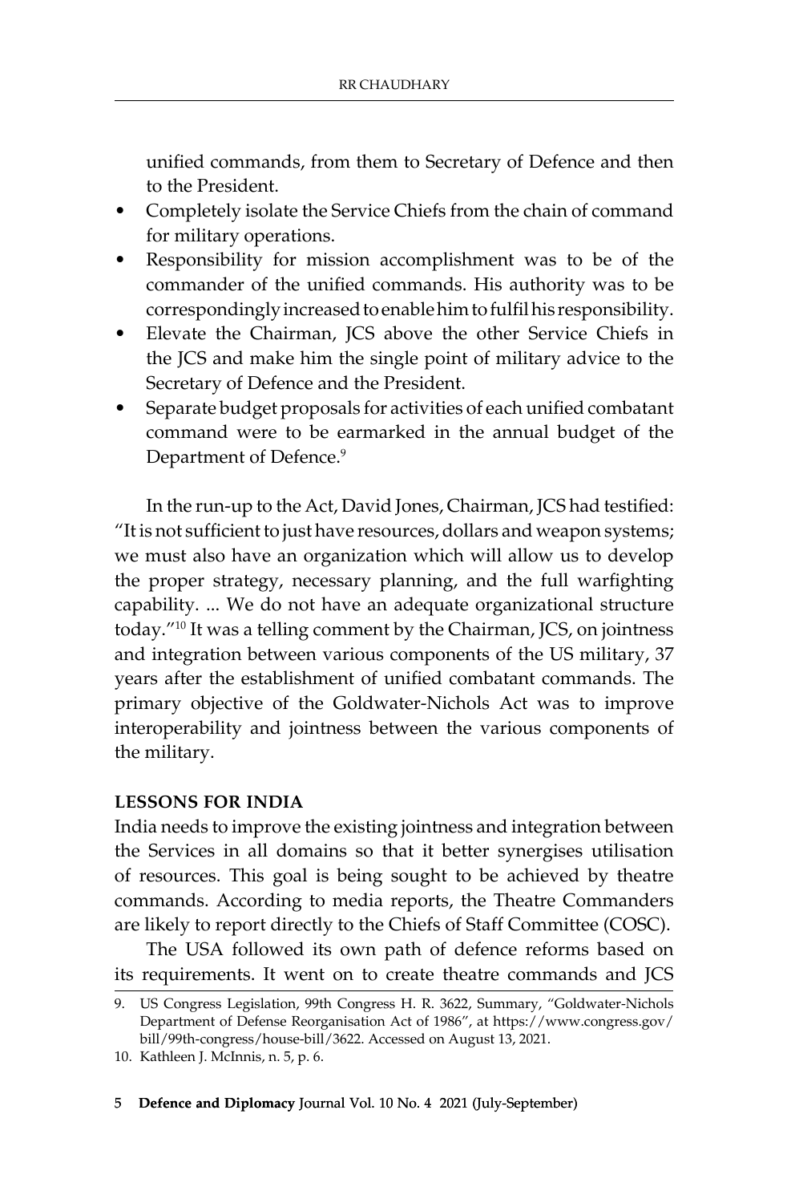unified commands, from them to Secretary of Defence and then to the President.

- Completely isolate the Service Chiefs from the chain of command for military operations.
- Responsibility for mission accomplishment was to be of the commander of the unified commands. His authority was to be correspondingly increased to enable him to fulfil his responsibility.
- Elevate the Chairman, JCS above the other Service Chiefs in the JCS and make him the single point of military advice to the Secretary of Defence and the President.
- Separate budget proposals for activities of each unified combatant command were to be earmarked in the annual budget of the Department of Defence.[9]

In the run-up to the Act, David Jones, Chairman, JCS had testified: "It is not sufficient to just have resources, dollars and weapon systems; we must also have an organization which will allow us to develop the proper strategy, necessary planning, and the full warfighting capability. ... We do not have an adequate organizational structure today."[10] It was a telling comment by the Chairman, JCS, on jointness and integration between various components of the US military, 37 years after the establishment of unified combatant commands. The primary objective of the Goldwater-Nichols Act was to improve interoperability and jointness between the various components of the military.

## LESSONS FOR INDIA

India needs to improve the existing jointness and integration between the Services in all domains so that it better synergises utilisation of resources. This goal is being sought to be achieved by theatre commands. According to media reports, the Theatre Commanders are likely to report directly to the Chiefs of Staff Committee (COSC).

The USA followed its own path of defence reforms based on its requirements. It went on to create theatre commands and JCS

9. US Congress Legislation, 99th Congress H. R. 3622, Summary, "Goldwater-Nichols Department of Defense Reorganisation Act of 1986", at https://www.congress.gov/bill/99th-congress/house-bill/3622. Accessed on August 13, 2021.
10. Kathleen J. McInnis, n. 5, p. 6.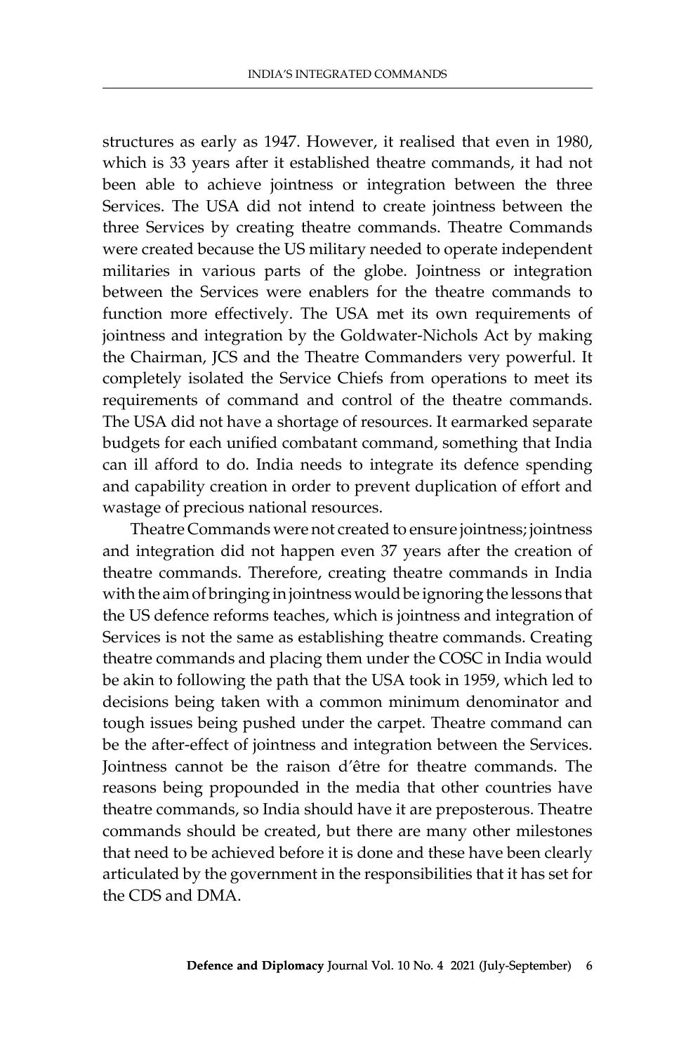structures as early as 1947. However, it realised that even in 1980, which is 33 years after it established theatre commands, it had not been able to achieve jointness or integration between the three Services. The USA did not intend to create jointness between the three Services by creating theatre commands. Theatre Commands were created because the US military needed to operate independent militaries in various parts of the globe. Jointness or integration between the Services were enablers for the theatre commands to function more effectively. The USA met its own requirements of jointness and integration by the Goldwater-Nichols Act by making the Chairman, JCS and the Theatre Commanders very powerful. It completely isolated the Service Chiefs from operations to meet its requirements of command and control of the theatre commands. The USA did not have a shortage of resources. It earmarked separate budgets for each unified combatant command, something that India can ill afford to do. India needs to integrate its defence spending and capability creation in order to prevent duplication of effort and wastage of precious national resources.

Theatre Commands were not created to ensure jointness; jointness and integration did not happen even 37 years after the creation of theatre commands. Therefore, creating theatre commands in India with the aim of bringing in jointness would be ignoring the lessons that the US defence reforms teaches, which is jointness and integration of Services is not the same as establishing theatre commands. Creating theatre commands and placing them under the COSC in India would be akin to following the path that the USA took in 1959, which led to decisions being taken with a common minimum denominator and tough issues being pushed under the carpet. Theatre command can be the after-effect of jointness and integration between the Services. Jointness cannot be the raison d'être for theatre commands. The reasons being propounded in the media that other countries have theatre commands, so India should have it are preposterous. Theatre commands should be created, but there are many other milestones that need to be achieved before it is done and these have been clearly articulated by the government in the responsibilities that it has set for the CDS and DMA.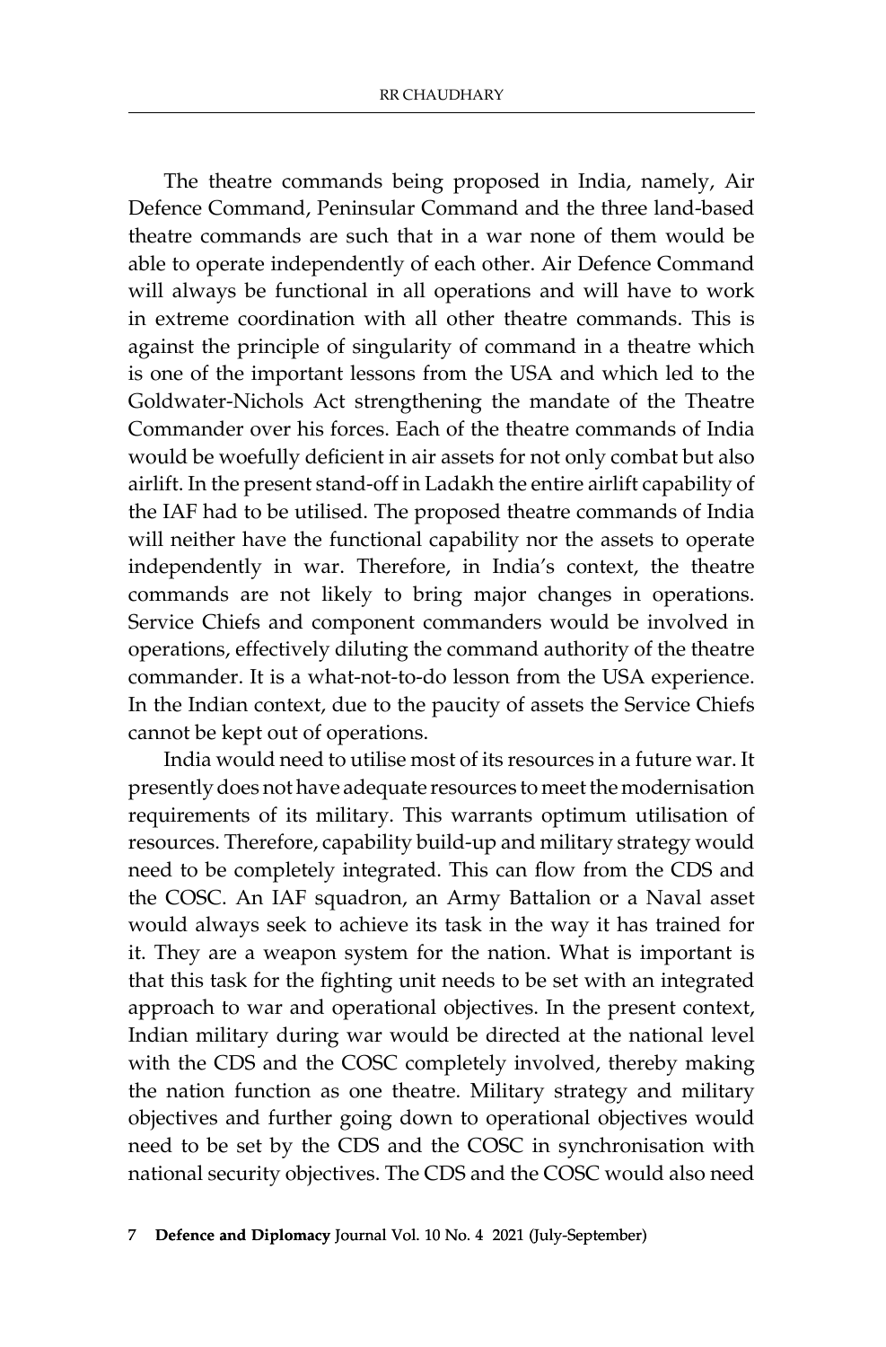The theatre commands being proposed in India, namely, Air Defence Command, Peninsular Command and the three land-based theatre commands are such that in a war none of them would be able to operate independently of each other. Air Defence Command will always be functional in all operations and will have to work in extreme coordination with all other theatre commands. This is against the principle of singularity of command in a theatre which is one of the important lessons from the USA and which led to the Goldwater-Nichols Act strengthening the mandate of the Theatre Commander over his forces. Each of the theatre commands of India would be woefully deficient in air assets for not only combat but also airlift. In the present stand-off in Ladakh the entire airlift capability of the IAF had to be utilised. The proposed theatre commands of India will neither have the functional capability nor the assets to operate independently in war. Therefore, in India's context, the theatre commands are not likely to bring major changes in operations. Service Chiefs and component commanders would be involved in operations, effectively diluting the command authority of the theatre commander. It is a what-not-to-do lesson from the USA experience. In the Indian context, due to the paucity of assets the Service Chiefs cannot be kept out of operations.

India would need to utilise most of its resources in a future war. It presently does not have adequate resources to meet the modernisation requirements of its military. This warrants optimum utilisation of resources. Therefore, capability build-up and military strategy would need to be completely integrated. This can flow from the CDS and the COSC. An IAF squadron, an Army Battalion or a Naval asset would always seek to achieve its task in the way it has trained for it. They are a weapon system for the nation. What is important is that this task for the fighting unit needs to be set with an integrated approach to war and operational objectives. In the present context, Indian military during war would be directed at the national level with the CDS and the COSC completely involved, thereby making the nation function as one theatre. Military strategy and military objectives and further going down to operational objectives would need to be set by the CDS and the COSC in synchronisation with national security objectives. The CDS and the COSC would also need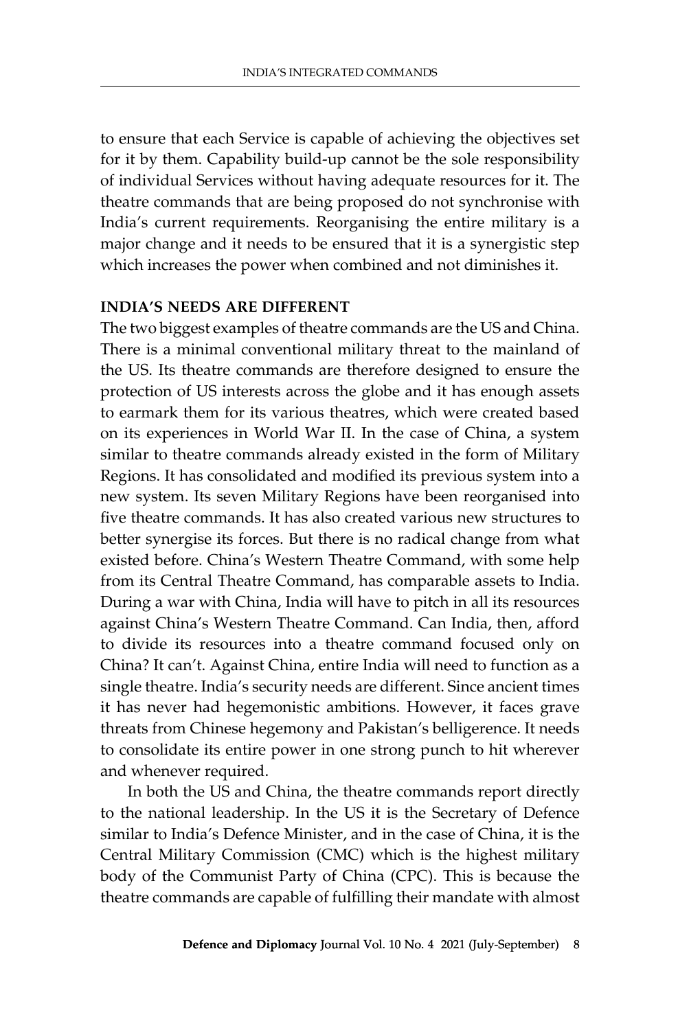to ensure that each Service is capable of achieving the objectives set for it by them. Capability build-up cannot be the sole responsibility of individual Services without having adequate resources for it. The theatre commands that are being proposed do not synchronise with India's current requirements. Reorganising the entire military is a major change and it needs to be ensured that it is a synergistic step which increases the power when combined and not diminishes it.

## INDIA'S NEEDS ARE DIFFERENT

The two biggest examples of theatre commands are the US and China. There is a minimal conventional military threat to the mainland of the US. Its theatre commands are therefore designed to ensure the protection of US interests across the globe and it has enough assets to earmark them for its various theatres, which were created based on its experiences in World War II. In the case of China, a system similar to theatre commands already existed in the form of Military Regions. It has consolidated and modified its previous system into a new system. Its seven Military Regions have been reorganised into five theatre commands. It has also created various new structures to better synergise its forces. But there is no radical change from what existed before. China's Western Theatre Command, with some help from its Central Theatre Command, has comparable assets to India. During a war with China, India will have to pitch in all its resources against China's Western Theatre Command. Can India, then, afford to divide its resources into a theatre command focused only on China? It can't. Against China, entire India will need to function as a single theatre. India's security needs are different. Since ancient times it has never had hegemonistic ambitions. However, it faces grave threats from Chinese hegemony and Pakistan's belligerence. It needs to consolidate its entire power in one strong punch to hit wherever and whenever required.

In both the US and China, the theatre commands report directly to the national leadership. In the US it is the Secretary of Defence similar to India's Defence Minister, and in the case of China, it is the Central Military Commission (CMC) which is the highest military body of the Communist Party of China (CPC). This is because the theatre commands are capable of fulfilling their mandate with almost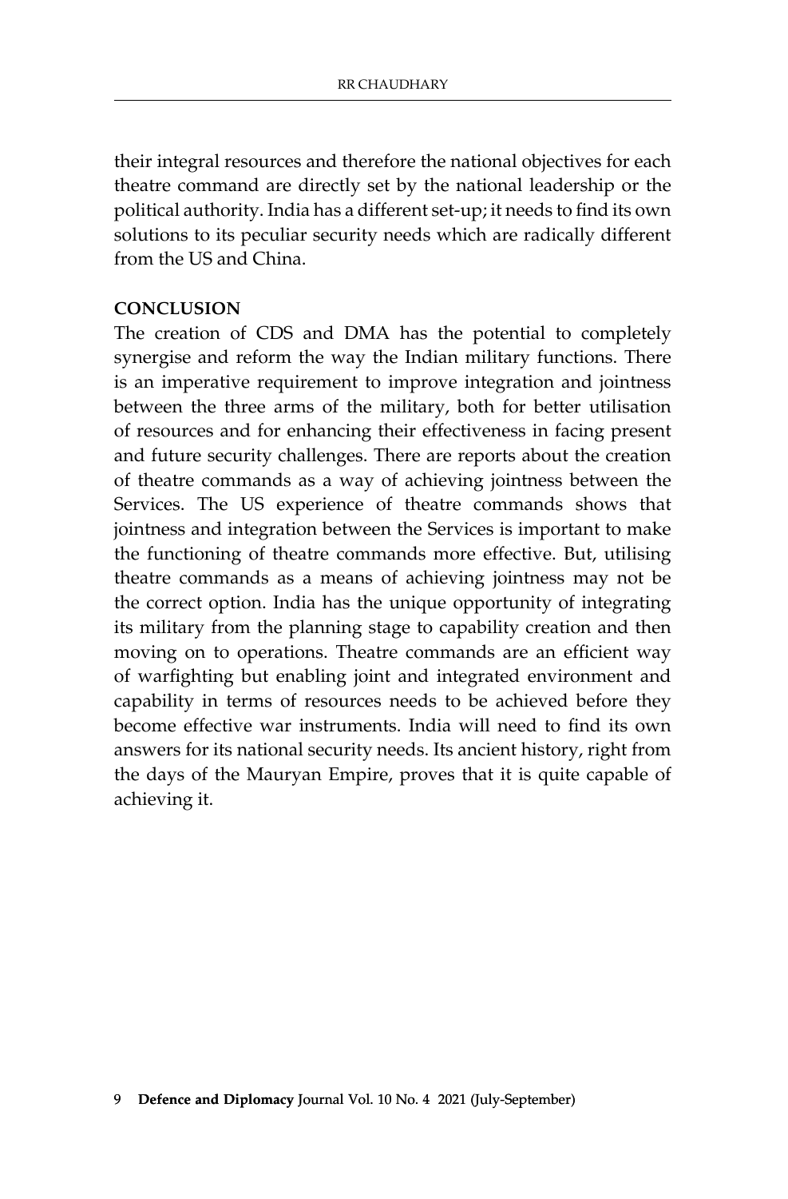their integral resources and therefore the national objectives for each theatre command are directly set by the national leadership or the political authority. India has a different set-up; it needs to find its own solutions to its peculiar security needs which are radically different from the US and China.

## CONCLUSION

The creation of CDS and DMA has the potential to completely synergise and reform the way the Indian military functions. There is an imperative requirement to improve integration and jointness between the three arms of the military, both for better utilisation of resources and for enhancing their effectiveness in facing present and future security challenges. There are reports about the creation of theatre commands as a way of achieving jointness between the Services. The US experience of theatre commands shows that jointness and integration between the Services is important to make the functioning of theatre commands more effective. But, utilising theatre commands as a means of achieving jointness may not be the correct option. India has the unique opportunity of integrating its military from the planning stage to capability creation and then moving on to operations. Theatre commands are an efficient way of warfighting but enabling joint and integrated environment and capability in terms of resources needs to be achieved before they become effective war instruments. India will need to find its own answers for its national security needs. Its ancient history, right from the days of the Mauryan Empire, proves that it is quite capable of achieving it.